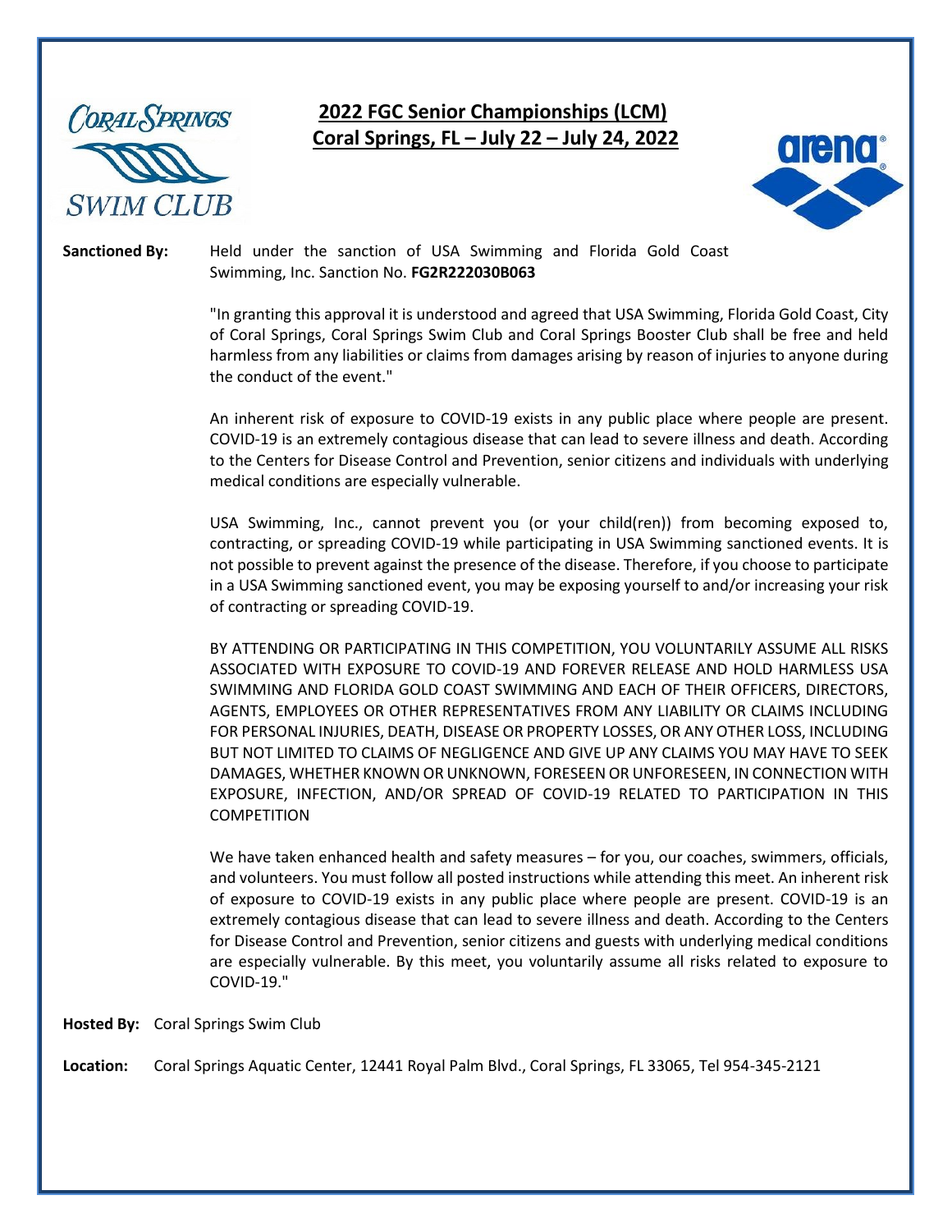# 2022 FGC Senior Championships (LCM)
## Coral Springs, FL – July 22 – July 24, 2022

**Sanctioned By:** Held under the sanction of USA Swimming and Florida Gold Coast Swimming, Inc. Sanction No. **FG2R222030B063**

"In granting this approval it is understood and agreed that USA Swimming, Florida Gold Coast, City of Coral Springs, Coral Springs Swim Club and Coral Springs Booster Club shall be free and held harmless from any liabilities or claims from damages arising by reason of injuries to anyone during the conduct of the event."

An inherent risk of exposure to COVID-19 exists in any public place where people are present. COVID-19 is an extremely contagious disease that can lead to severe illness and death. According to the Centers for Disease Control and Prevention, senior citizens and individuals with underlying medical conditions are especially vulnerable.

USA Swimming, Inc., cannot prevent you (or your child(ren)) from becoming exposed to, contracting, or spreading COVID-19 while participating in USA Swimming sanctioned events. It is not possible to prevent against the presence of the disease. Therefore, if you choose to participate in a USA Swimming sanctioned event, you may be exposing yourself to and/or increasing your risk of contracting or spreading COVID-19.

BY ATTENDING OR PARTICIPATING IN THIS COMPETITION, YOU VOLUNTARILY ASSUME ALL RISKS ASSOCIATED WITH EXPOSURE TO COVID-19 AND FOREVER RELEASE AND HOLD HARMLESS USA SWIMMING AND FLORIDA GOLD COAST SWIMMING AND EACH OF THEIR OFFICERS, DIRECTORS, AGENTS, EMPLOYEES OR OTHER REPRESENTATIVES FROM ANY LIABILITY OR CLAIMS INCLUDING FOR PERSONAL INJURIES, DEATH, DISEASE OR PROPERTY LOSSES, OR ANY OTHER LOSS, INCLUDING BUT NOT LIMITED TO CLAIMS OF NEGLIGENCE AND GIVE UP ANY CLAIMS YOU MAY HAVE TO SEEK DAMAGES, WHETHER KNOWN OR UNKNOWN, FORESEEN OR UNFORESEEN, IN CONNECTION WITH EXPOSURE, INFECTION, AND/OR SPREAD OF COVID-19 RELATED TO PARTICIPATION IN THIS COMPETITION

We have taken enhanced health and safety measures – for you, our coaches, swimmers, officials, and volunteers. You must follow all posted instructions while attending this meet. An inherent risk of exposure to COVID-19 exists in any public place where people are present. COVID-19 is an extremely contagious disease that can lead to severe illness and death. According to the Centers for Disease Control and Prevention, senior citizens and guests with underlying medical conditions are especially vulnerable. By this meet, you voluntarily assume all risks related to exposure to COVID-19."

**Hosted By:** Coral Springs Swim Club

**Location:** Coral Springs Aquatic Center, 12441 Royal Palm Blvd., Coral Springs, FL 33065, Tel 954-345-2121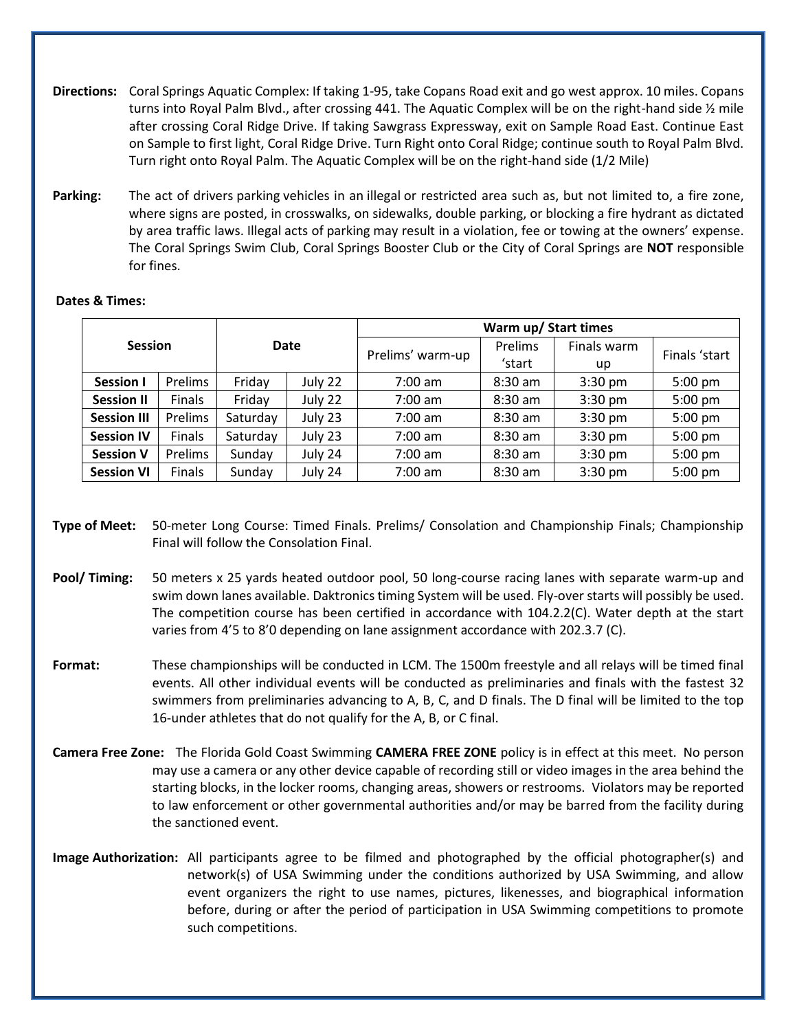**Directions:** Coral Springs Aquatic Complex: If taking 1-95, take Copans Road exit and go west approx. 10 miles. Copans turns into Royal Palm Blvd., after crossing 441. The Aquatic Complex will be on the right-hand side ½ mile after crossing Coral Ridge Drive. If taking Sawgrass Expressway, exit on Sample Road East. Continue East on Sample to first light, Coral Ridge Drive. Turn Right onto Coral Ridge; continue south to Royal Palm Blvd. Turn right onto Royal Palm. The Aquatic Complex will be on the right-hand side (1/2 Mile)

**Parking:** The act of drivers parking vehicles in an illegal or restricted area such as, but not limited to, a fire zone, where signs are posted, in crosswalks, on sidewalks, double parking, or blocking a fire hydrant as dictated by area traffic laws. Illegal acts of parking may result in a violation, fee or towing at the owners' expense. The Coral Springs Swim Club, Coral Springs Booster Club or the City of Coral Springs are **NOT** responsible for fines.

**Dates & Times:**

| Session | | Date | | Warm up/ Start times | | | |
|---|---|---|---|---|---|---|---|
| | | | | Prelims' warm-up | Prelims 'start | Finals warm up | Finals 'start |
| **Session I** | Prelims | Friday | July 22 | 7:00 am | 8:30 am | 3:30 pm | 5:00 pm |
| **Session II** | Finals | Friday | July 22 | 7:00 am | 8:30 am | 3:30 pm | 5:00 pm |
| **Session III** | Prelims | Saturday | July 23 | 7:00 am | 8:30 am | 3:30 pm | 5:00 pm |
| **Session IV** | Finals | Saturday | July 23 | 7:00 am | 8:30 am | 3:30 pm | 5:00 pm |
| **Session V** | Prelims | Sunday | July 24 | 7:00 am | 8:30 am | 3:30 pm | 5:00 pm |
| **Session VI** | Finals | Sunday | July 24 | 7:00 am | 8:30 am | 3:30 pm | 5:00 pm |

**Type of Meet:** 50-meter Long Course: Timed Finals. Prelims/ Consolation and Championship Finals; Championship Final will follow the Consolation Final.

**Pool/ Timing:** 50 meters x 25 yards heated outdoor pool, 50 long-course racing lanes with separate warm-up and swim down lanes available. Daktronics timing System will be used. Fly-over starts will possibly be used. The competition course has been certified in accordance with 104.2.2(C). Water depth at the start varies from 4'5 to 8'0 depending on lane assignment accordance with 202.3.7 (C).

**Format:** These championships will be conducted in LCM. The 1500m freestyle and all relays will be timed final events. All other individual events will be conducted as preliminaries and finals with the fastest 32 swimmers from preliminaries advancing to A, B, C, and D finals. The D final will be limited to the top 16-under athletes that do not qualify for the A, B, or C final.

**Camera Free Zone:** The Florida Gold Coast Swimming **CAMERA FREE ZONE** policy is in effect at this meet. No person may use a camera or any other device capable of recording still or video images in the area behind the starting blocks, in the locker rooms, changing areas, showers or restrooms. Violators may be reported to law enforcement or other governmental authorities and/or may be barred from the facility during the sanctioned event.

**Image Authorization:** All participants agree to be filmed and photographed by the official photographer(s) and network(s) of USA Swimming under the conditions authorized by USA Swimming, and allow event organizers the right to use names, pictures, likenesses, and biographical information before, during or after the period of participation in USA Swimming competitions to promote such competitions.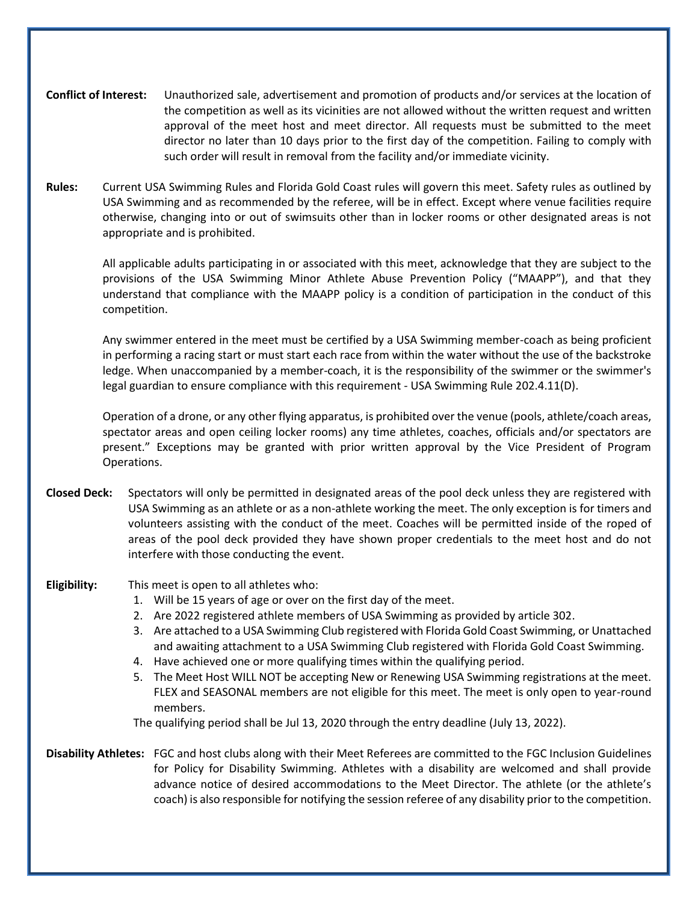**Conflict of Interest:** Unauthorized sale, advertisement and promotion of products and/or services at the location of the competition as well as its vicinities are not allowed without the written request and written approval of the meet host and meet director. All requests must be submitted to the meet director no later than 10 days prior to the first day of the competition. Failing to comply with such order will result in removal from the facility and/or immediate vicinity.

**Rules:** Current USA Swimming Rules and Florida Gold Coast rules will govern this meet. Safety rules as outlined by USA Swimming and as recommended by the referee, will be in effect. Except where venue facilities require otherwise, changing into or out of swimsuits other than in locker rooms or other designated areas is not appropriate and is prohibited.

All applicable adults participating in or associated with this meet, acknowledge that they are subject to the provisions of the USA Swimming Minor Athlete Abuse Prevention Policy ("MAAPP"), and that they understand that compliance with the MAAPP policy is a condition of participation in the conduct of this competition.

Any swimmer entered in the meet must be certified by a USA Swimming member-coach as being proficient in performing a racing start or must start each race from within the water without the use of the backstroke ledge. When unaccompanied by a member-coach, it is the responsibility of the swimmer or the swimmer's legal guardian to ensure compliance with this requirement - USA Swimming Rule 202.4.11(D).

Operation of a drone, or any other flying apparatus, is prohibited over the venue (pools, athlete/coach areas, spectator areas and open ceiling locker rooms) any time athletes, coaches, officials and/or spectators are present." Exceptions may be granted with prior written approval by the Vice President of Program Operations.

**Closed Deck:** Spectators will only be permitted in designated areas of the pool deck unless they are registered with USA Swimming as an athlete or as a non-athlete working the meet. The only exception is for timers and volunteers assisting with the conduct of the meet. Coaches will be permitted inside of the roped of areas of the pool deck provided they have shown proper credentials to the meet host and do not interfere with those conducting the event.

**Eligibility:** This meet is open to all athletes who:

1. Will be 15 years of age or over on the first day of the meet.
2. Are 2022 registered athlete members of USA Swimming as provided by article 302.
3. Are attached to a USA Swimming Club registered with Florida Gold Coast Swimming, or Unattached and awaiting attachment to a USA Swimming Club registered with Florida Gold Coast Swimming.
4. Have achieved one or more qualifying times within the qualifying period.
5. The Meet Host WILL NOT be accepting New or Renewing USA Swimming registrations at the meet. FLEX and SEASONAL members are not eligible for this meet. The meet is only open to year-round members.

The qualifying period shall be Jul 13, 2020 through the entry deadline (July 13, 2022).

**Disability Athletes:** FGC and host clubs along with their Meet Referees are committed to the FGC Inclusion Guidelines for Policy for Disability Swimming. Athletes with a disability are welcomed and shall provide advance notice of desired accommodations to the Meet Director. The athlete (or the athlete's coach) is also responsible for notifying the session referee of any disability prior to the competition.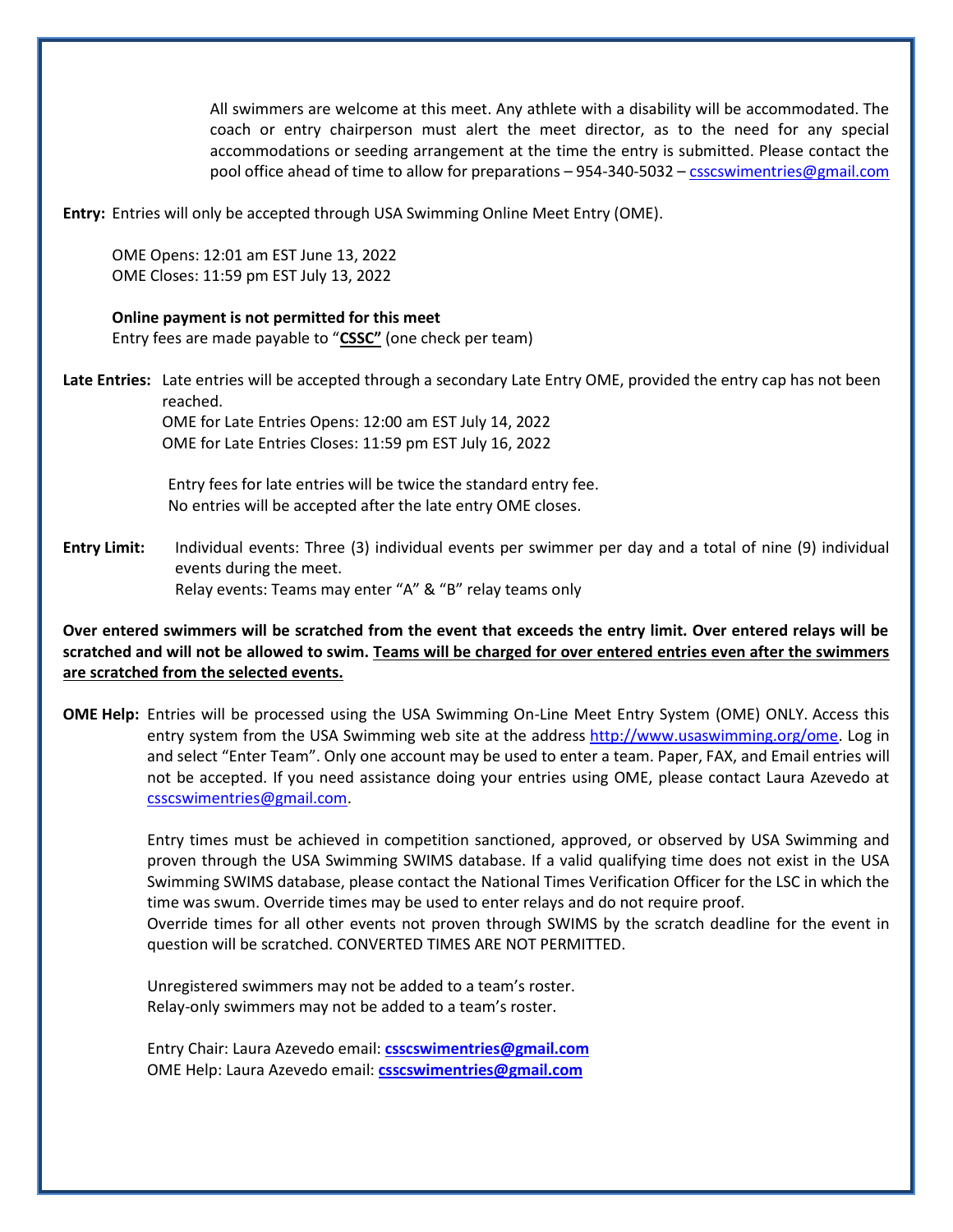All swimmers are welcome at this meet. Any athlete with a disability will be accommodated. The coach or entry chairperson must alert the meet director, as to the need for any special accommodations or seeding arrangement at the time the entry is submitted. Please contact the pool office ahead of time to allow for preparations – 954-340-5032 – csscswimentries@gmail.com

**Entry:** Entries will only be accepted through USA Swimming Online Meet Entry (OME).

OME Opens: 12:01 am EST June 13, 2022
OME Closes: 11:59 pm EST July 13, 2022

**Online payment is not permitted for this meet**
Entry fees are made payable to "**CSSC"** (one check per team)

**Late Entries:** Late entries will be accepted through a secondary Late Entry OME, provided the entry cap has not been reached.
OME for Late Entries Opens: 12:00 am EST July 14, 2022
OME for Late Entries Closes: 11:59 pm EST July 16, 2022

Entry fees for late entries will be twice the standard entry fee.
No entries will be accepted after the late entry OME closes.

**Entry Limit:** Individual events: Three (3) individual events per swimmer per day and a total of nine (9) individual events during the meet.
Relay events: Teams may enter "A" & "B" relay teams only

**Over entered swimmers will be scratched from the event that exceeds the entry limit. Over entered relays will be scratched and will not be allowed to swim. Teams will be charged for over entered entries even after the swimmers are scratched from the selected events.**

**OME Help:** Entries will be processed using the USA Swimming On-Line Meet Entry System (OME) ONLY. Access this entry system from the USA Swimming web site at the address http://www.usaswimming.org/ome. Log in and select "Enter Team". Only one account may be used to enter a team. Paper, FAX, and Email entries will not be accepted. If you need assistance doing your entries using OME, please contact Laura Azevedo at csscswimentries@gmail.com.

Entry times must be achieved in competition sanctioned, approved, or observed by USA Swimming and proven through the USA Swimming SWIMS database. If a valid qualifying time does not exist in the USA Swimming SWIMS database, please contact the National Times Verification Officer for the LSC in which the time was swum. Override times may be used to enter relays and do not require proof.
Override times for all other events not proven through SWIMS by the scratch deadline for the event in question will be scratched. CONVERTED TIMES ARE NOT PERMITTED.

Unregistered swimmers may not be added to a team's roster.
Relay-only swimmers may not be added to a team's roster.

Entry Chair: Laura Azevedo email: **csscswimentries@gmail.com**
OME Help: Laura Azevedo email: **csscswimentries@gmail.com**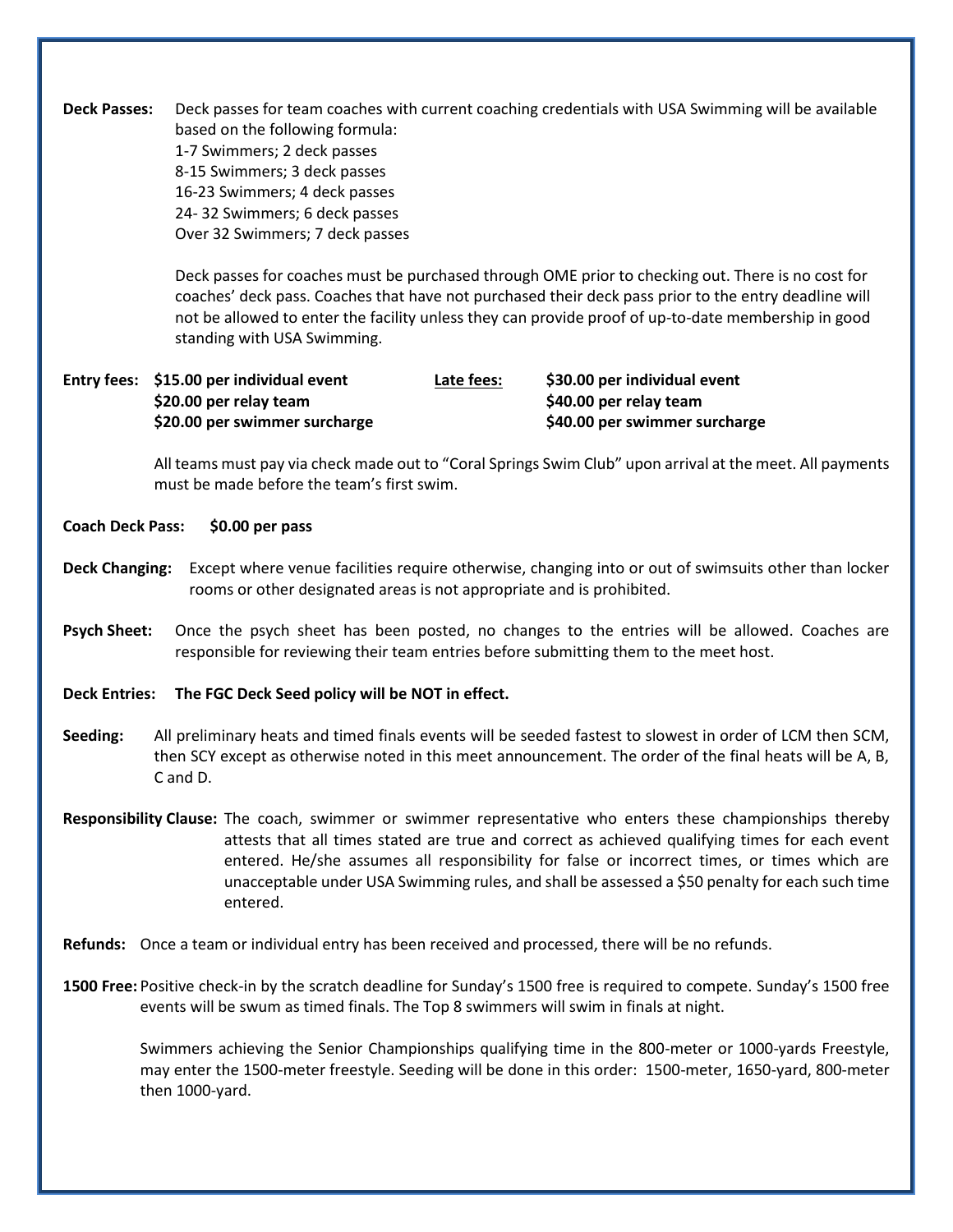**Deck Passes:** Deck passes for team coaches with current coaching credentials with USA Swimming will be available based on the following formula:
1-7 Swimmers; 2 deck passes
8-15 Swimmers; 3 deck passes
16-23 Swimmers; 4 deck passes
24- 32 Swimmers; 6 deck passes
Over 32 Swimmers; 7 deck passes

Deck passes for coaches must be purchased through OME prior to checking out. There is no cost for coaches' deck pass. Coaches that have not purchased their deck pass prior to the entry deadline will not be allowed to enter the facility unless they can provide proof of up-to-date membership in good standing with USA Swimming.

**Entry fees:** **$15.00 per individual event**
**$20.00 per relay team**
**$20.00 per swimmer surcharge**

**Late fees:** **$30.00 per individual event**
**$40.00 per relay team**
**$40.00 per swimmer surcharge**

All teams must pay via check made out to "Coral Springs Swim Club" upon arrival at the meet. All payments must be made before the team's first swim.

**Coach Deck Pass:** **$0.00 per pass**

**Deck Changing:** Except where venue facilities require otherwise, changing into or out of swimsuits other than locker rooms or other designated areas is not appropriate and is prohibited.

**Psych Sheet:** Once the psych sheet has been posted, no changes to the entries will be allowed. Coaches are responsible for reviewing their team entries before submitting them to the meet host.

**Deck Entries:** **The FGC Deck Seed policy will be NOT in effect.**

**Seeding:** All preliminary heats and timed finals events will be seeded fastest to slowest in order of LCM then SCM, then SCY except as otherwise noted in this meet announcement. The order of the final heats will be A, B, C and D.

**Responsibility Clause:** The coach, swimmer or swimmer representative who enters these championships thereby attests that all times stated are true and correct as achieved qualifying times for each event entered. He/she assumes all responsibility for false or incorrect times, or times which are unacceptable under USA Swimming rules, and shall be assessed a $50 penalty for each such time entered.

**Refunds:** Once a team or individual entry has been received and processed, there will be no refunds.

**1500 Free:** Positive check-in by the scratch deadline for Sunday's 1500 free is required to compete. Sunday's 1500 free events will be swum as timed finals. The Top 8 swimmers will swim in finals at night.

Swimmers achieving the Senior Championships qualifying time in the 800-meter or 1000-yards Freestyle, may enter the 1500-meter freestyle. Seeding will be done in this order: 1500-meter, 1650-yard, 800-meter then 1000-yard.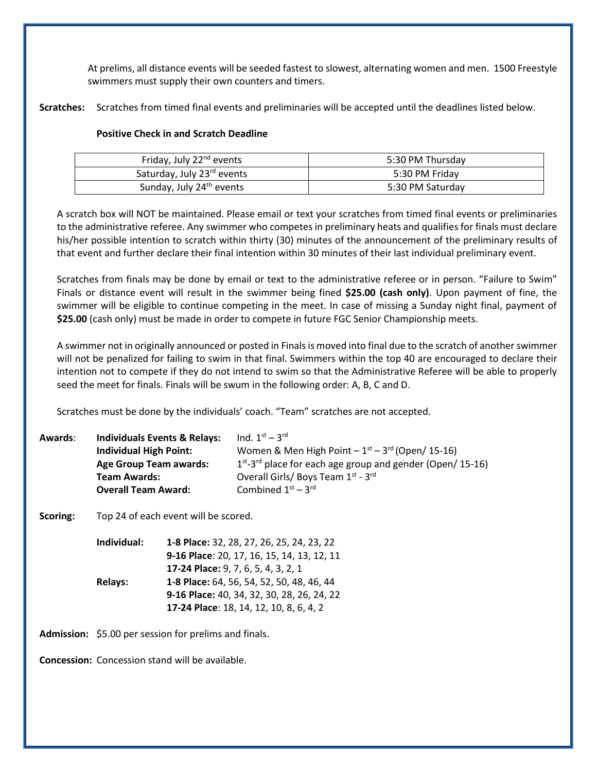At prelims, all distance events will be seeded fastest to slowest, alternating women and men. 1500 Freestyle swimmers must supply their own counters and timers.

**Scratches:** Scratches from timed final events and preliminaries will be accepted until the deadlines listed below.

**Positive Check in and Scratch Deadline**

| | |
|---|---|
| Friday, July 22nd events | 5:30 PM Thursday |
| Saturday, July 23rd events | 5:30 PM Friday |
| Sunday, July 24th events | 5:30 PM Saturday |

A scratch box will NOT be maintained. Please email or text your scratches from timed final events or preliminaries to the administrative referee. Any swimmer who competes in preliminary heats and qualifies for finals must declare his/her possible intention to scratch within thirty (30) minutes of the announcement of the preliminary results of that event and further declare their final intention within 30 minutes of their last individual preliminary event.

Scratches from finals may be done by email or text to the administrative referee or in person. "Failure to Swim" Finals or distance event will result in the swimmer being fined **$25.00 (cash only)**. Upon payment of fine, the swimmer will be eligible to continue competing in the meet. In case of missing a Sunday night final, payment of **$25.00** (cash only) must be made in order to compete in future FGC Senior Championship meets.

A swimmer not in originally announced or posted in Finals is moved into final due to the scratch of another swimmer will not be penalized for failing to swim in that final. Swimmers within the top 40 are encouraged to declare their intention not to compete if they do not intend to swim so that the Administrative Referee will be able to properly seed the meet for finals. Finals will be swum in the following order: A, B, C and D.

Scratches must be done by the individuals' coach. "Team" scratches are not accepted.

**Awards**:

| | |
|---|---|
| **Individuals Events & Relays:** | Ind. 1st – 3rd |
| **Individual High Point:** | Women & Men High Point – 1st – 3rd (Open/ 15-16) |
| **Age Group Team awards:** | 1st-3rd place for each age group and gender (Open/ 15-16) |
| **Team Awards:** | Overall Girls/ Boys Team 1st - 3rd |
| **Overall Team Award:** | Combined 1st – 3rd |

**Scoring:** Top 24 of each event will be scored.

**Individual:**
- **1-8 Place:** 32, 28, 27, 26, 25, 24, 23, 22
- **9-16 Place**: 20, 17, 16, 15, 14, 13, 12, 11
- **17-24 Place:** 9, 7, 6, 5, 4, 3, 2, 1

**Relays:**
- **1-8 Place:** 64, 56, 54, 52, 50, 48, 46, 44
- **9-16 Place:** 40, 34, 32, 30, 28, 26, 24, 22
- **17-24 Place**: 18, 14, 12, 10, 8, 6, 4, 2

**Admission:** $5.00 per session for prelims and finals.

**Concession:** Concession stand will be available.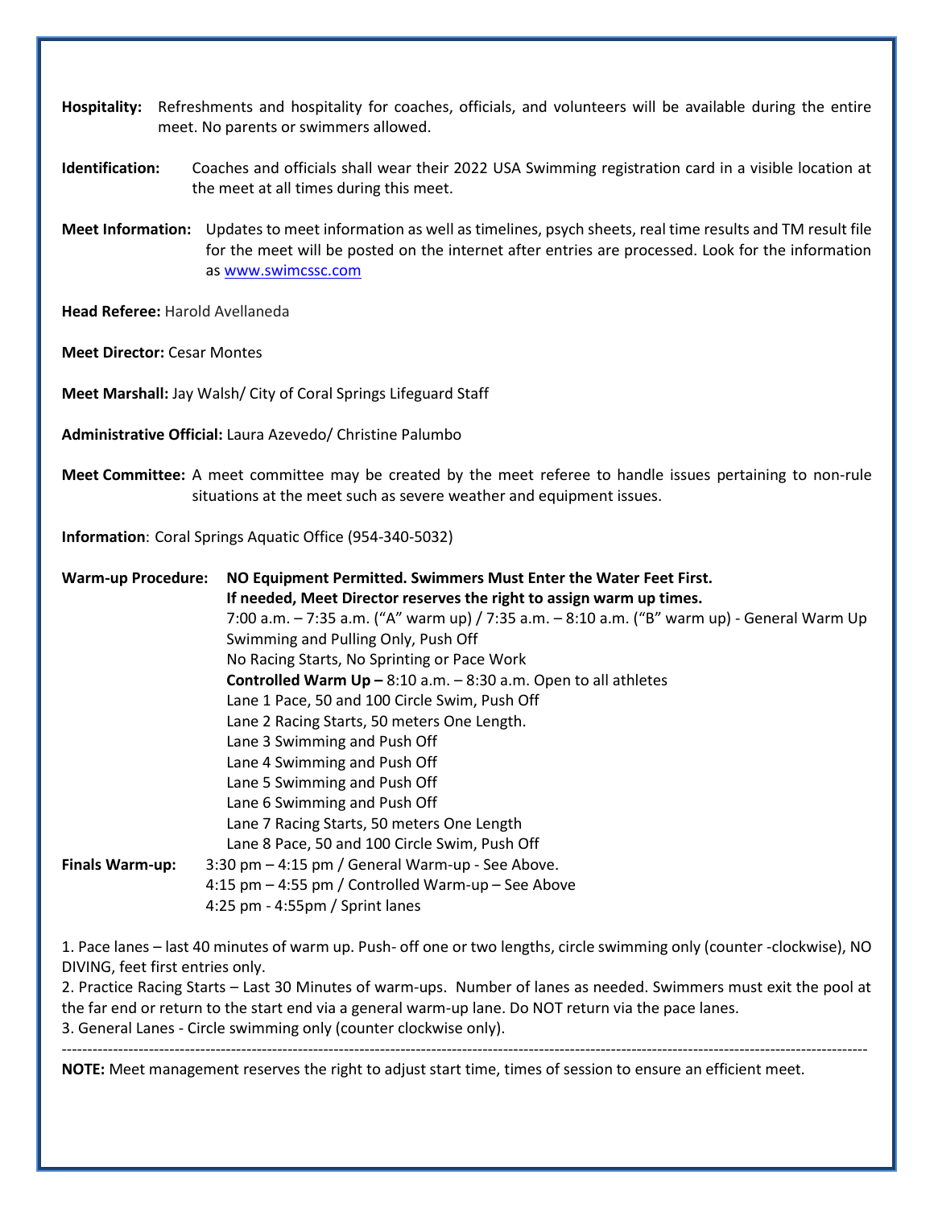**Hospitality:** Refreshments and hospitality for coaches, officials, and volunteers will be available during the entire meet. No parents or swimmers allowed.

**Identification:** Coaches and officials shall wear their 2022 USA Swimming registration card in a visible location at the meet at all times during this meet.

**Meet Information:** Updates to meet information as well as timelines, psych sheets, real time results and TM result file for the meet will be posted on the internet after entries are processed. Look for the information as www.swimcssc.com

**Head Referee:** Harold Avellaneda

**Meet Director:** Cesar Montes

**Meet Marshall:** Jay Walsh/ City of Coral Springs Lifeguard Staff

**Administrative Official:** Laura Azevedo/ Christine Palumbo

**Meet Committee:** A meet committee may be created by the meet referee to handle issues pertaining to non-rule situations at the meet such as severe weather and equipment issues.

**Information**: Coral Springs Aquatic Office (954-340-5032)

**Warm-up Procedure:** **NO Equipment Permitted. Swimmers Must Enter the Water Feet First.**
**If needed, Meet Director reserves the right to assign warm up times.**
7:00 a.m. – 7:35 a.m. ("A" warm up) / 7:35 a.m. – 8:10 a.m. ("B" warm up) - General Warm Up Swimming and Pulling Only, Push Off
No Racing Starts, No Sprinting or Pace Work
**Controlled Warm Up –** 8:10 a.m. – 8:30 a.m. Open to all athletes
Lane 1 Pace, 50 and 100 Circle Swim, Push Off
Lane 2 Racing Starts, 50 meters One Length.
Lane 3 Swimming and Push Off
Lane 4 Swimming and Push Off
Lane 5 Swimming and Push Off
Lane 6 Swimming and Push Off
Lane 7 Racing Starts, 50 meters One Length
Lane 8 Pace, 50 and 100 Circle Swim, Push Off

**Finals Warm-up:** 3:30 pm – 4:15 pm / General Warm-up - See Above.
4:15 pm – 4:55 pm / Controlled Warm-up – See Above
4:25 pm - 4:55pm / Sprint lanes

1. Pace lanes – last 40 minutes of warm up. Push- off one or two lengths, circle swimming only (counter -clockwise), NO DIVING, feet first entries only.
2. Practice Racing Starts – Last 30 Minutes of warm-ups. Number of lanes as needed. Swimmers must exit the pool at the far end or return to the start end via a general warm-up lane. Do NOT return via the pace lanes.
3. General Lanes - Circle swimming only (counter clockwise only).

---

**NOTE:** Meet management reserves the right to adjust start time, times of session to ensure an efficient meet.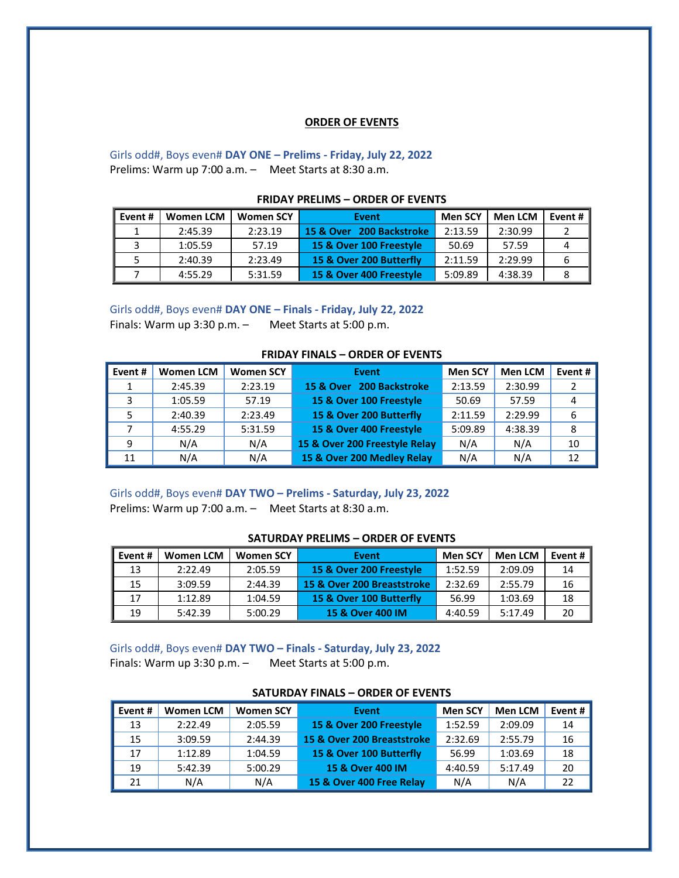## ORDER OF EVENTS

Girls odd#, Boys even# **DAY ONE – Prelims - Friday, July 22, 2022**

Prelims: Warm up 7:00 a.m. – Meet Starts at 8:30 a.m.

**FRIDAY PRELIMS – ORDER OF EVENTS**

| Event # | Women LCM | Women SCY | Event | Men SCY | Men LCM | Event # |
|---|---|---|---|---|---|---|
| 1 | 2:45.39 | 2:23.19 | **15 & Over 200 Backstroke** | 2:13.59 | 2:30.99 | 2 |
| 3 | 1:05.59 | 57.19 | **15 & Over 100 Freestyle** | 50.69 | 57.59 | 4 |
| 5 | 2:40.39 | 2:23.49 | **15 & Over 200 Butterfly** | 2:11.59 | 2:29.99 | 6 |
| 7 | 4:55.29 | 5:31.59 | **15 & Over 400 Freestyle** | 5:09.89 | 4:38.39 | 8 |

Girls odd#, Boys even# **DAY ONE – Finals - Friday, July 22, 2022**

Finals: Warm up 3:30 p.m. – Meet Starts at 5:00 p.m.

**FRIDAY FINALS – ORDER OF EVENTS**

| Event # | Women LCM | Women SCY | Event | Men SCY | Men LCM | Event # |
|---|---|---|---|---|---|---|
| 1 | 2:45.39 | 2:23.19 | **15 & Over 200 Backstroke** | 2:13.59 | 2:30.99 | 2 |
| 3 | 1:05.59 | 57.19 | **15 & Over 100 Freestyle** | 50.69 | 57.59 | 4 |
| 5 | 2:40.39 | 2:23.49 | **15 & Over 200 Butterfly** | 2:11.59 | 2:29.99 | 6 |
| 7 | 4:55.29 | 5:31.59 | **15 & Over 400 Freestyle** | 5:09.89 | 4:38.39 | 8 |
| 9 | N/A | N/A | **15 & Over 200 Freestyle Relay** | N/A | N/A | 10 |
| 11 | N/A | N/A | **15 & Over 200 Medley Relay** | N/A | N/A | 12 |

Girls odd#, Boys even# **DAY TWO – Prelims - Saturday, July 23, 2022**

Prelims: Warm up 7:00 a.m. – Meet Starts at 8:30 a.m.

**SATURDAY PRELIMS – ORDER OF EVENTS**

| Event # | Women LCM | Women SCY | Event | Men SCY | Men LCM | Event # |
|---|---|---|---|---|---|---|
| 13 | 2:22.49 | 2:05.59 | **15 & Over 200 Freestyle** | 1:52.59 | 2:09.09 | 14 |
| 15 | 3:09.59 | 2:44.39 | **15 & Over 200 Breaststroke** | 2:32.69 | 2:55.79 | 16 |
| 17 | 1:12.89 | 1:04.59 | **15 & Over 100 Butterfly** | 56.99 | 1:03.69 | 18 |
| 19 | 5:42.39 | 5:00.29 | **15 & Over 400 IM** | 4:40.59 | 5:17.49 | 20 |

Girls odd#, Boys even# **DAY TWO – Finals - Saturday, July 23, 2022**

Finals: Warm up 3:30 p.m. – Meet Starts at 5:00 p.m.

**SATURDAY FINALS – ORDER OF EVENTS**

| Event # | Women LCM | Women SCY | Event | Men SCY | Men LCM | Event # |
|---|---|---|---|---|---|---|
| 13 | 2:22.49 | 2:05.59 | **15 & Over 200 Freestyle** | 1:52.59 | 2:09.09 | 14 |
| 15 | 3:09.59 | 2:44.39 | **15 & Over 200 Breaststroke** | 2:32.69 | 2:55.79 | 16 |
| 17 | 1:12.89 | 1:04.59 | **15 & Over 100 Butterfly** | 56.99 | 1:03.69 | 18 |
| 19 | 5:42.39 | 5:00.29 | **15 & Over 400 IM** | 4:40.59 | 5:17.49 | 20 |
| 21 | N/A | N/A | **15 & Over 400 Free Relay** | N/A | N/A | 22 |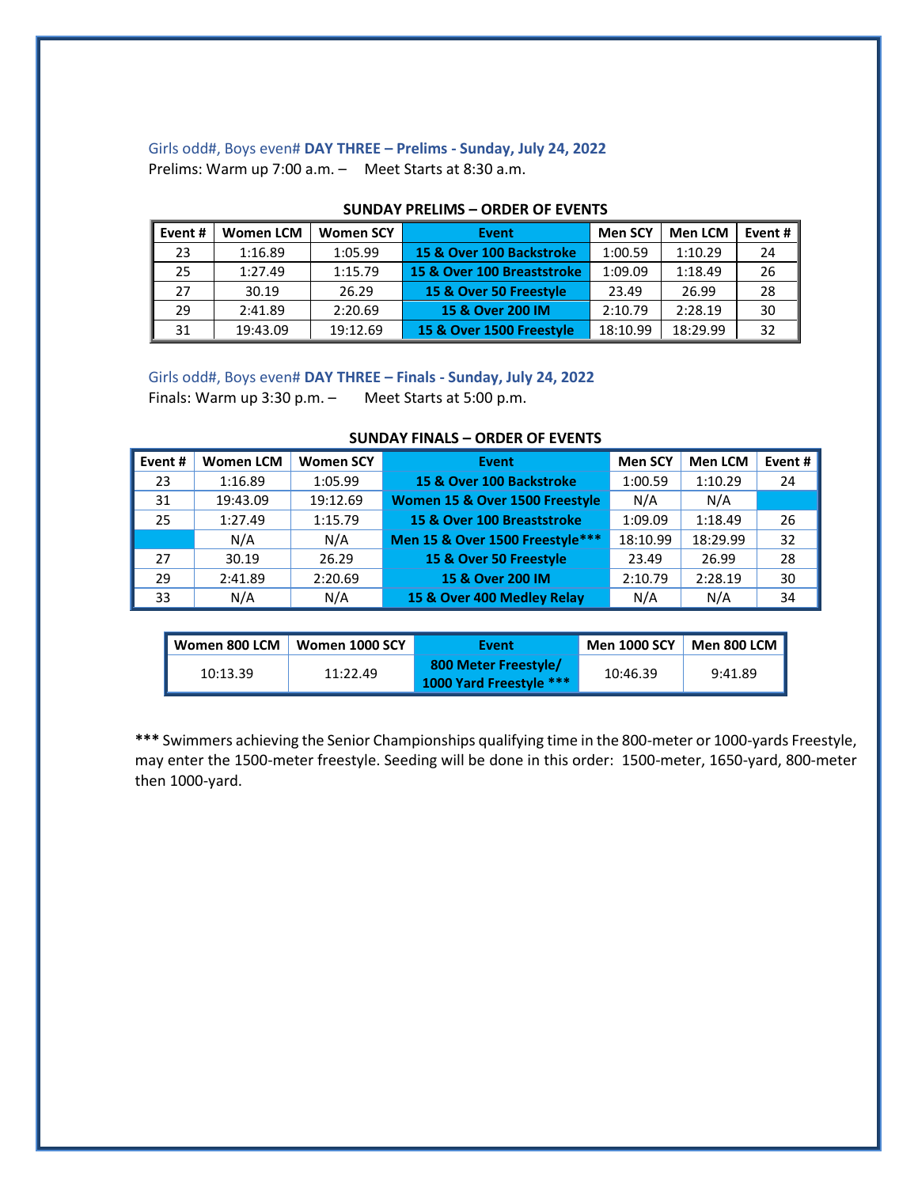Girls odd#, Boys even# **DAY THREE – Prelims - Sunday, July 24, 2022**

Prelims: Warm up 7:00 a.m. – Meet Starts at 8:30 a.m.

**SUNDAY PRELIMS – ORDER OF EVENTS**

| Event # | Women LCM | Women SCY | Event | Men SCY | Men LCM | Event # |
|---|---|---|---|---|---|---|
| 23 | 1:16.89 | 1:05.99 | **15 & Over 100 Backstroke** | 1:00.59 | 1:10.29 | 24 |
| 25 | 1:27.49 | 1:15.79 | **15 & Over 100 Breaststroke** | 1:09.09 | 1:18.49 | 26 |
| 27 | 30.19 | 26.29 | **15 & Over 50 Freestyle** | 23.49 | 26.99 | 28 |
| 29 | 2:41.89 | 2:20.69 | **15 & Over 200 IM** | 2:10.79 | 2:28.19 | 30 |
| 31 | 19:43.09 | 19:12.69 | **15 & Over 1500 Freestyle** | 18:10.99 | 18:29.99 | 32 |

Girls odd#, Boys even# **DAY THREE – Finals - Sunday, July 24, 2022**

Finals: Warm up 3:30 p.m. – Meet Starts at 5:00 p.m.

**SUNDAY FINALS – ORDER OF EVENTS**

| Event # | Women LCM | Women SCY | Event | Men SCY | Men LCM | Event # |
|---|---|---|---|---|---|---|
| 23 | 1:16.89 | 1:05.99 | **15 & Over 100 Backstroke** | 1:00.59 | 1:10.29 | 24 |
| 31 | 19:43.09 | 19:12.69 | **Women 15 & Over 1500 Freestyle** | N/A | N/A | |
| 25 | 1:27.49 | 1:15.79 | **15 & Over 100 Breaststroke** | 1:09.09 | 1:18.49 | 26 |
| | N/A | N/A | **Men 15 & Over 1500 Freestyle*** ** | 18:10.99 | 18:29.99 | 32 |
| 27 | 30.19 | 26.29 | **15 & Over 50 Freestyle** | 23.49 | 26.99 | 28 |
| 29 | 2:41.89 | 2:20.69 | **15 & Over 200 IM** | 2:10.79 | 2:28.19 | 30 |
| 33 | N/A | N/A | **15 & Over 400 Medley Relay** | N/A | N/A | 34 |

| Women 800 LCM | Women 1000 SCY | Event | Men 1000 SCY | Men 800 LCM |
|---|---|---|---|---|
| 10:13.39 | 11:22.49 | **800 Meter Freestyle/ 1000 Yard Freestyle *** ** | 10:46.39 | 9:41.89 |

**\*\*\*** Swimmers achieving the Senior Championships qualifying time in the 800-meter or 1000-yards Freestyle, may enter the 1500-meter freestyle. Seeding will be done in this order: 1500-meter, 1650-yard, 800-meter then 1000-yard.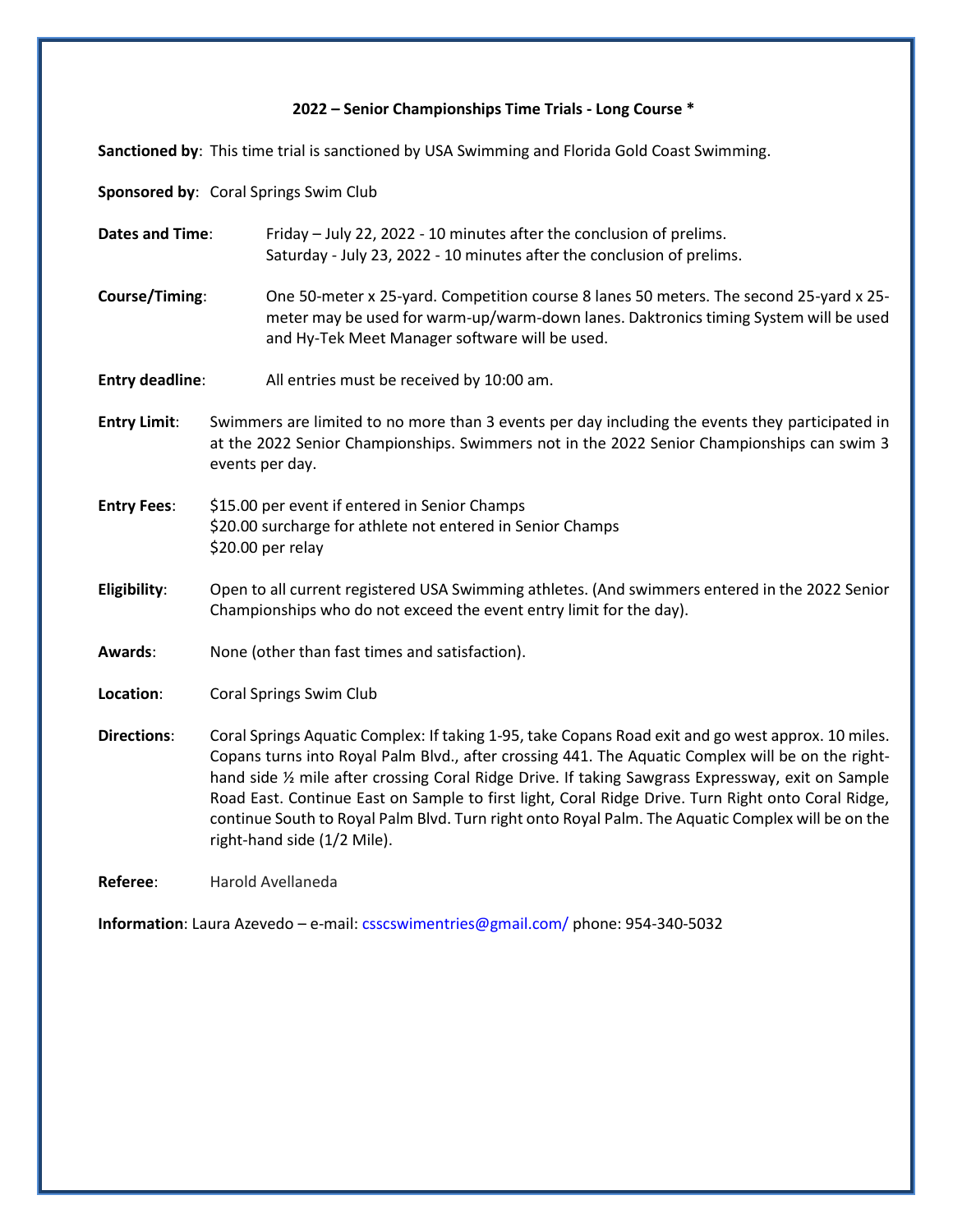## 2022 – Senior Championships Time Trials - Long Course *

**Sanctioned by**: This time trial is sanctioned by USA Swimming and Florida Gold Coast Swimming.

**Sponsored by**: Coral Springs Swim Club

**Dates and Time**: Friday – July 22, 2022 - 10 minutes after the conclusion of prelims.
Saturday - July 23, 2022 - 10 minutes after the conclusion of prelims.

**Course/Timing**: One 50-meter x 25-yard. Competition course 8 lanes 50 meters. The second 25-yard x 25-meter may be used for warm-up/warm-down lanes. Daktronics timing System will be used and Hy-Tek Meet Manager software will be used.

**Entry deadline**: All entries must be received by 10:00 am.

**Entry Limit**: Swimmers are limited to no more than 3 events per day including the events they participated in at the 2022 Senior Championships. Swimmers not in the 2022 Senior Championships can swim 3 events per day.

**Entry Fees**: $15.00 per event if entered in Senior Champs
$20.00 surcharge for athlete not entered in Senior Champs
$20.00 per relay

**Eligibility**: Open to all current registered USA Swimming athletes. (And swimmers entered in the 2022 Senior Championships who do not exceed the event entry limit for the day).

**Awards**: None (other than fast times and satisfaction).

**Location**: Coral Springs Swim Club

**Directions**: Coral Springs Aquatic Complex: If taking 1-95, take Copans Road exit and go west approx. 10 miles. Copans turns into Royal Palm Blvd., after crossing 441. The Aquatic Complex will be on the right-hand side ½ mile after crossing Coral Ridge Drive. If taking Sawgrass Expressway, exit on Sample Road East. Continue East on Sample to first light, Coral Ridge Drive. Turn Right onto Coral Ridge, continue South to Royal Palm Blvd. Turn right onto Royal Palm. The Aquatic Complex will be on the right-hand side (1/2 Mile).

**Referee**: Harold Avellaneda

**Information**: Laura Azevedo – e-mail: csscswimentries@gmail.com/ phone: 954-340-5032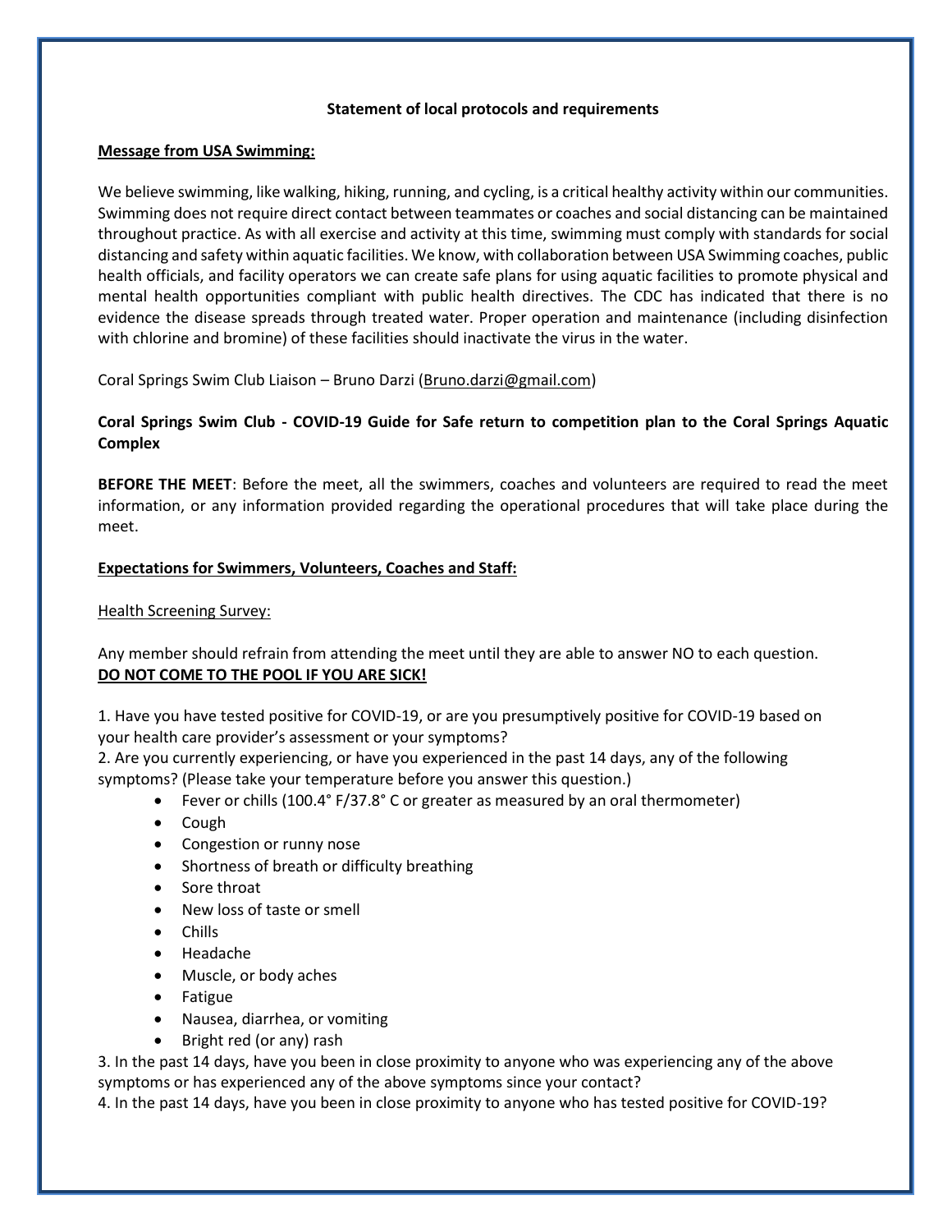**Statement of local protocols and requirements**

**Message from USA Swimming:**

We believe swimming, like walking, hiking, running, and cycling, is a critical healthy activity within our communities. Swimming does not require direct contact between teammates or coaches and social distancing can be maintained throughout practice. As with all exercise and activity at this time, swimming must comply with standards for social distancing and safety within aquatic facilities. We know, with collaboration between USA Swimming coaches, public health officials, and facility operators we can create safe plans for using aquatic facilities to promote physical and mental health opportunities compliant with public health directives. The CDC has indicated that there is no evidence the disease spreads through treated water. Proper operation and maintenance (including disinfection with chlorine and bromine) of these facilities should inactivate the virus in the water.

Coral Springs Swim Club Liaison – Bruno Darzi (Bruno.darzi@gmail.com)

**Coral Springs Swim Club - COVID-19 Guide for Safe return to competition plan to the Coral Springs Aquatic Complex**

**BEFORE THE MEET**: Before the meet, all the swimmers, coaches and volunteers are required to read the meet information, or any information provided regarding the operational procedures that will take place during the meet.

**Expectations for Swimmers, Volunteers, Coaches and Staff:**

Health Screening Survey:

Any member should refrain from attending the meet until they are able to answer NO to each question.
**DO NOT COME TO THE POOL IF YOU ARE SICK!**

1. Have you have tested positive for COVID-19, or are you presumptively positive for COVID-19 based on your health care provider's assessment or your symptoms?
2. Are you currently experiencing, or have you experienced in the past 14 days, any of the following symptoms? (Please take your temperature before you answer this question.)
   - Fever or chills (100.4° F/37.8° C or greater as measured by an oral thermometer)
   - Cough
   - Congestion or runny nose
   - Shortness of breath or difficulty breathing
   - Sore throat
   - New loss of taste or smell
   - Chills
   - Headache
   - Muscle, or body aches
   - Fatigue
   - Nausea, diarrhea, or vomiting
   - Bright red (or any) rash
3. In the past 14 days, have you been in close proximity to anyone who was experiencing any of the above symptoms or has experienced any of the above symptoms since your contact?
4. In the past 14 days, have you been in close proximity to anyone who has tested positive for COVID-19?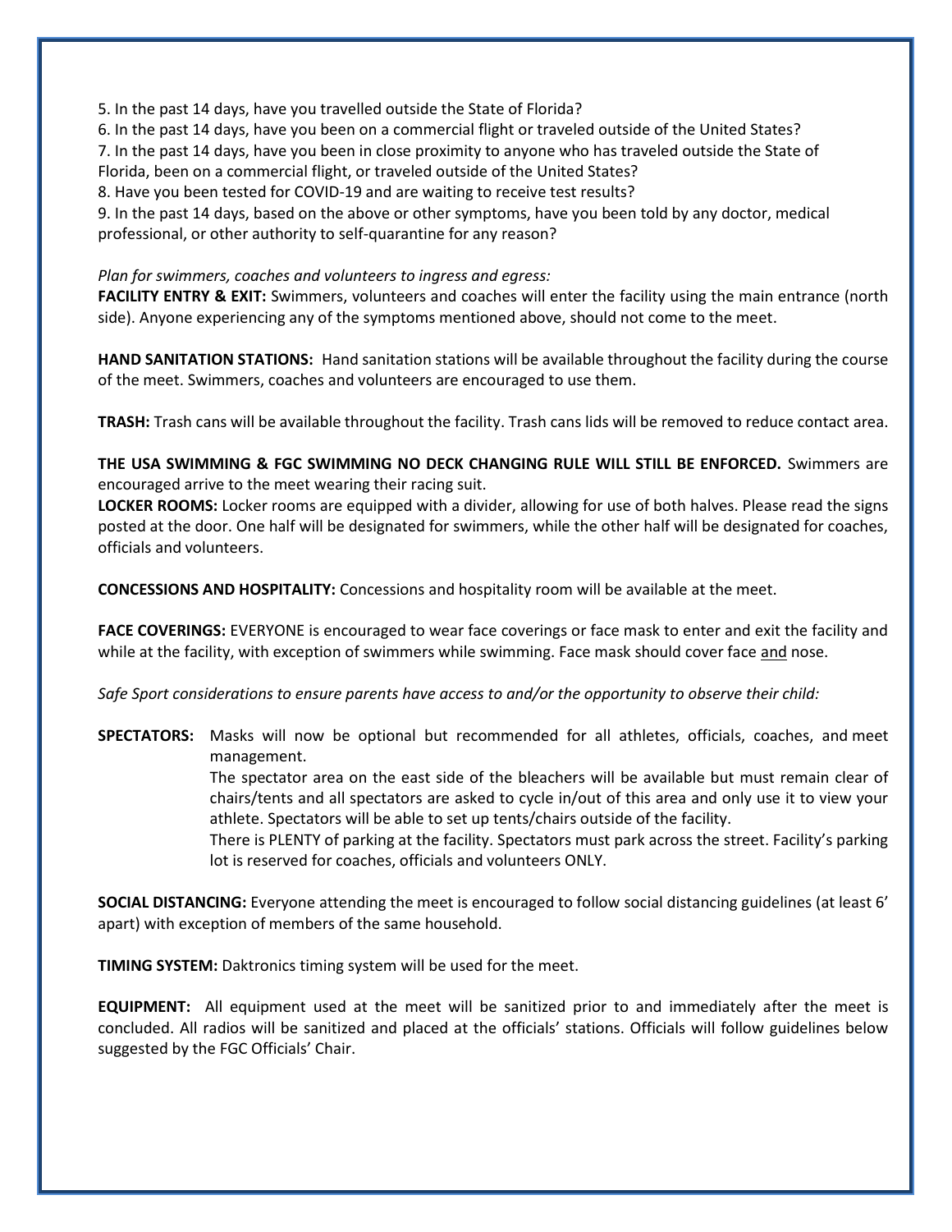5. In the past 14 days, have you travelled outside the State of Florida?

6. In the past 14 days, have you been on a commercial flight or traveled outside of the United States?

7. In the past 14 days, have you been in close proximity to anyone who has traveled outside the State of Florida, been on a commercial flight, or traveled outside of the United States?

8. Have you been tested for COVID-19 and are waiting to receive test results?

9. In the past 14 days, based on the above or other symptoms, have you been told by any doctor, medical professional, or other authority to self-quarantine for any reason?

*Plan for swimmers, coaches and volunteers to ingress and egress:*

**FACILITY ENTRY & EXIT:** Swimmers, volunteers and coaches will enter the facility using the main entrance (north side). Anyone experiencing any of the symptoms mentioned above, should not come to the meet.

**HAND SANITATION STATIONS:** Hand sanitation stations will be available throughout the facility during the course of the meet. Swimmers, coaches and volunteers are encouraged to use them.

**TRASH:** Trash cans will be available throughout the facility. Trash cans lids will be removed to reduce contact area.

**THE USA SWIMMING & FGC SWIMMING NO DECK CHANGING RULE WILL STILL BE ENFORCED.** Swimmers are encouraged arrive to the meet wearing their racing suit.

**LOCKER ROOMS:** Locker rooms are equipped with a divider, allowing for use of both halves. Please read the signs posted at the door. One half will be designated for swimmers, while the other half will be designated for coaches, officials and volunteers.

**CONCESSIONS AND HOSPITALITY:** Concessions and hospitality room will be available at the meet.

**FACE COVERINGS:** EVERYONE is encouraged to wear face coverings or face mask to enter and exit the facility and while at the facility, with exception of swimmers while swimming. Face mask should cover face and nose.

*Safe Sport considerations to ensure parents have access to and/or the opportunity to observe their child:*

**SPECTATORS:** Masks will now be optional but recommended for all athletes, officials, coaches, and meet management.

The spectator area on the east side of the bleachers will be available but must remain clear of chairs/tents and all spectators are asked to cycle in/out of this area and only use it to view your athlete. Spectators will be able to set up tents/chairs outside of the facility.

There is PLENTY of parking at the facility. Spectators must park across the street. Facility's parking lot is reserved for coaches, officials and volunteers ONLY.

**SOCIAL DISTANCING:** Everyone attending the meet is encouraged to follow social distancing guidelines (at least 6' apart) with exception of members of the same household.

**TIMING SYSTEM:** Daktronics timing system will be used for the meet.

**EQUIPMENT:** All equipment used at the meet will be sanitized prior to and immediately after the meet is concluded. All radios will be sanitized and placed at the officials' stations. Officials will follow guidelines below suggested by the FGC Officials' Chair.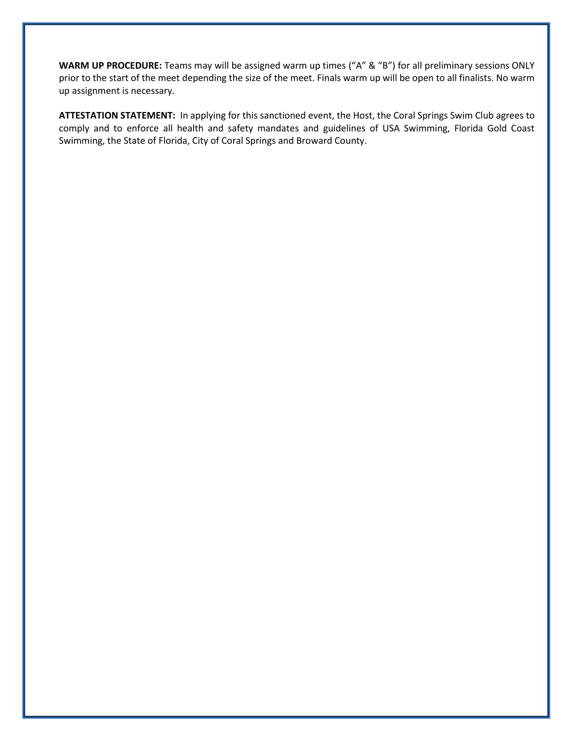**WARM UP PROCEDURE:** Teams may will be assigned warm up times ("A" & "B") for all preliminary sessions ONLY prior to the start of the meet depending the size of the meet. Finals warm up will be open to all finalists. No warm up assignment is necessary.

**ATTESTATION STATEMENT:** In applying for this sanctioned event, the Host, the Coral Springs Swim Club agrees to comply and to enforce all health and safety mandates and guidelines of USA Swimming, Florida Gold Coast Swimming, the State of Florida, City of Coral Springs and Broward County.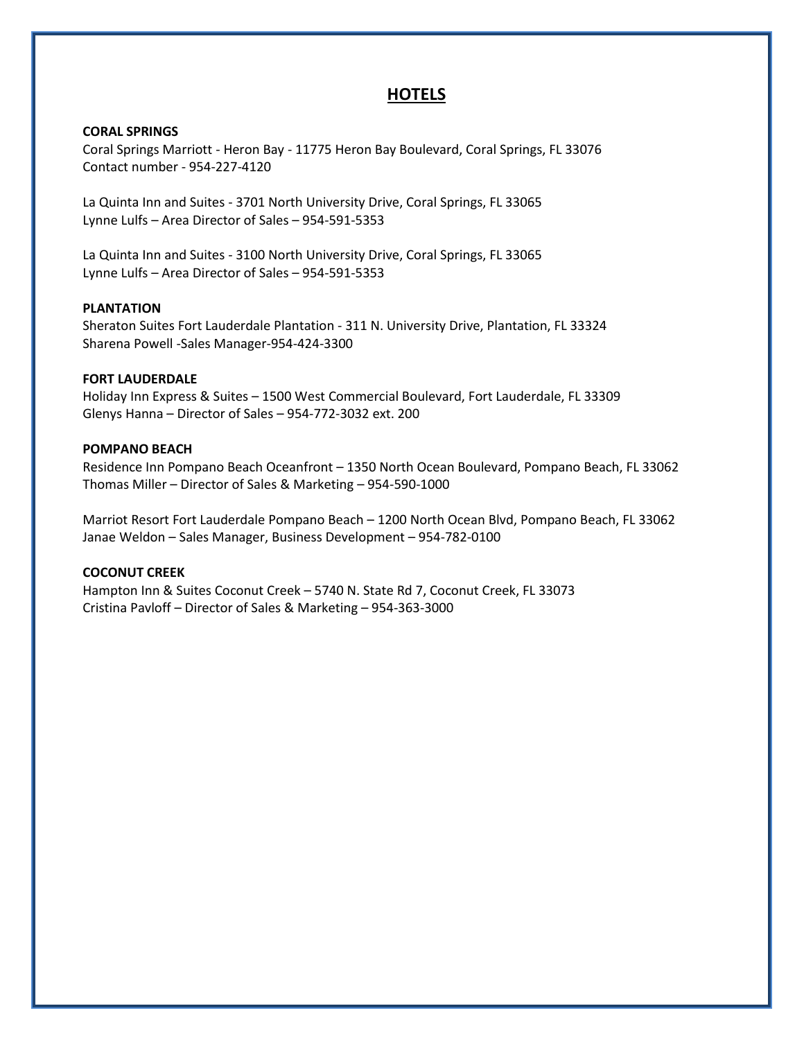# HOTELS

**CORAL SPRINGS**
Coral Springs Marriott - Heron Bay - 11775 Heron Bay Boulevard, Coral Springs, FL 33076
Contact number - 954-227-4120

La Quinta Inn and Suites - 3701 North University Drive, Coral Springs, FL 33065
Lynne Lulfs – Area Director of Sales – 954-591-5353

La Quinta Inn and Suites - 3100 North University Drive, Coral Springs, FL 33065
Lynne Lulfs – Area Director of Sales – 954-591-5353

**PLANTATION**
Sheraton Suites Fort Lauderdale Plantation - 311 N. University Drive, Plantation, FL 33324
Sharena Powell -Sales Manager-954-424-3300

**FORT LAUDERDALE**
Holiday Inn Express & Suites – 1500 West Commercial Boulevard, Fort Lauderdale, FL 33309
Glenys Hanna – Director of Sales – 954-772-3032 ext. 200

**POMPANO BEACH**
Residence Inn Pompano Beach Oceanfront – 1350 North Ocean Boulevard, Pompano Beach, FL 33062
Thomas Miller – Director of Sales & Marketing – 954-590-1000

Marriot Resort Fort Lauderdale Pompano Beach – 1200 North Ocean Blvd, Pompano Beach, FL 33062
Janae Weldon – Sales Manager, Business Development – 954-782-0100

**COCONUT CREEK**
Hampton Inn & Suites Coconut Creek – 5740 N. State Rd 7, Coconut Creek, FL 33073
Cristina Pavloff – Director of Sales & Marketing – 954-363-3000